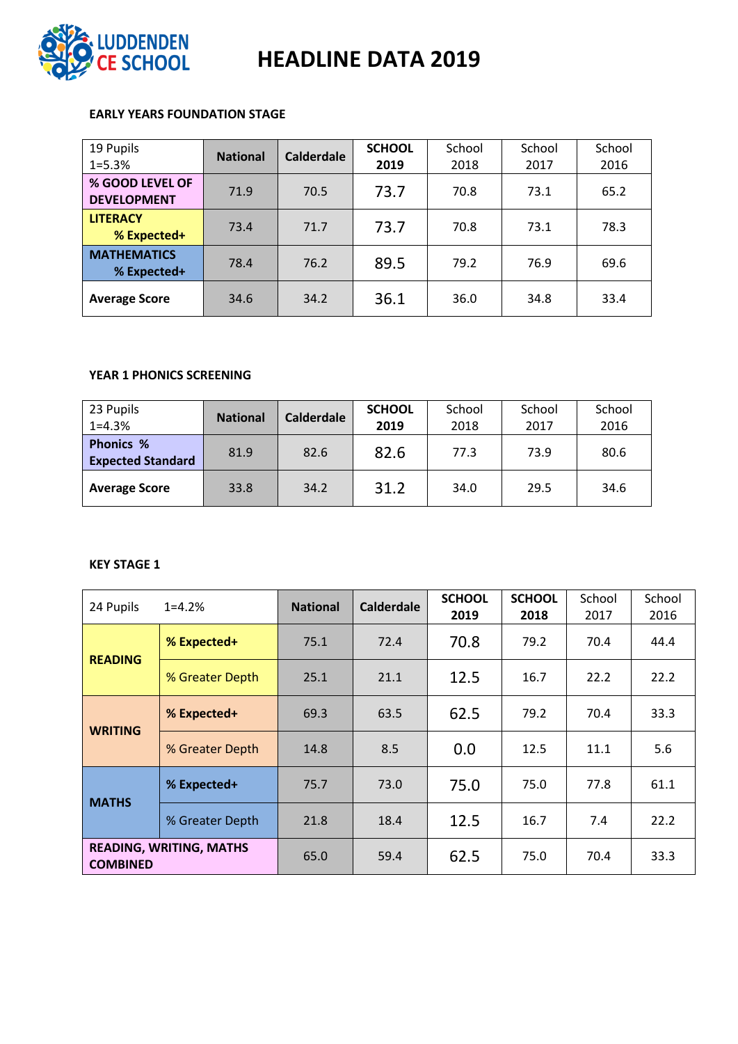# HEADLINE DATA 2019

LUDDENDEN CE SCHOOL

### EARLY YEARS FOUNDATION STAGE

| 19 Pupils 1=5.3% | National | Calderdale | SCHOOL 2019 | School 2018 | School 2017 | School 2016 |
|---|---|---|---|---|---|---|
| **% GOOD LEVEL OF DEVELOPMENT** | 71.9 | 70.5 | 73.7 | 70.8 | 73.1 | 65.2 |
| **LITERACY % Expected+** | 73.4 | 71.7 | 73.7 | 70.8 | 73.1 | 78.3 |
| **MATHEMATICS % Expected+** | 78.4 | 76.2 | 89.5 | 79.2 | 76.9 | 69.6 |
| **Average Score** | 34.6 | 34.2 | 36.1 | 36.0 | 34.8 | 33.4 |

### YEAR 1 PHONICS SCREENING

| 23 Pupils 1=4.3% | National | Calderdale | SCHOOL 2019 | School 2018 | School 2017 | School 2016 |
|---|---|---|---|---|---|---|
| **Phonics % Expected Standard** | 81.9 | 82.6 | 82.6 | 77.3 | 73.9 | 80.6 |
| **Average Score** | 33.8 | 34.2 | 31.2 | 34.0 | 29.5 | 34.6 |

### KEY STAGE 1

| 24 Pupils 1=4.2% | | National | Calderdale | SCHOOL 2019 | SCHOOL 2018 | School 2017 | School 2016 |
|---|---|---|---|---|---|---|---|
| **READING** | **% Expected+** | 75.1 | 72.4 | 70.8 | 79.2 | 70.4 | 44.4 |
| | % Greater Depth | 25.1 | 21.1 | 12.5 | 16.7 | 22.2 | 22.2 |
| **WRITING** | **% Expected+** | 69.3 | 63.5 | 62.5 | 79.2 | 70.4 | 33.3 |
| | % Greater Depth | 14.8 | 8.5 | 0.0 | 12.5 | 11.1 | 5.6 |
| **MATHS** | **% Expected+** | 75.7 | 73.0 | 75.0 | 75.0 | 77.8 | 61.1 |
| | % Greater Depth | 21.8 | 18.4 | 12.5 | 16.7 | 7.4 | 22.2 |
| **READING, WRITING, MATHS COMBINED** | | 65.0 | 59.4 | 62.5 | 75.0 | 70.4 | 33.3 |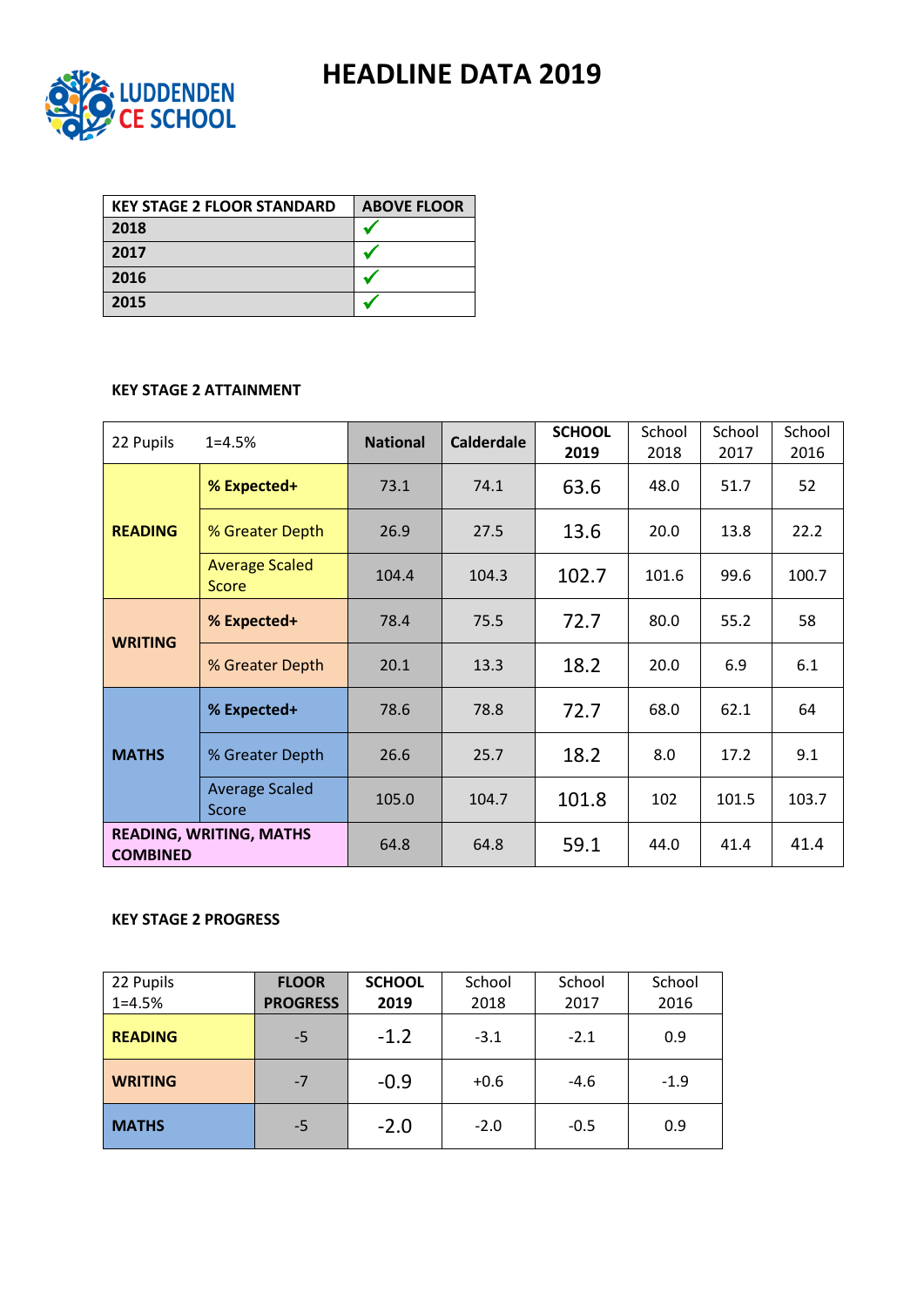# HEADLINE DATA 2019

LUDDENDEN CE SCHOOL

| KEY STAGE 2 FLOOR STANDARD | ABOVE FLOOR |
|---|---|
| **2018** | ✓ |
| **2017** | ✓ |
| **2016** | ✓ |
| **2015** | ✓ |

**KEY STAGE 2 ATTAINMENT**

| 22 Pupils 1=4.5% | | National | Calderdale | SCHOOL 2019 | School 2018 | School 2017 | School 2016 |
|---|---|---|---|---|---|---|---|
| **READING** | **% Expected+** | 73.1 | 74.1 | 63.6 | 48.0 | 51.7 | 52 |
| | % Greater Depth | 26.9 | 27.5 | 13.6 | 20.0 | 13.8 | 22.2 |
| | Average Scaled Score | 104.4 | 104.3 | 102.7 | 101.6 | 99.6 | 100.7 |
| **WRITING** | **% Expected+** | 78.4 | 75.5 | 72.7 | 80.0 | 55.2 | 58 |
| | % Greater Depth | 20.1 | 13.3 | 18.2 | 20.0 | 6.9 | 6.1 |
| **MATHS** | **% Expected+** | 78.6 | 78.8 | 72.7 | 68.0 | 62.1 | 64 |
| | % Greater Depth | 26.6 | 25.7 | 18.2 | 8.0 | 17.2 | 9.1 |
| | Average Scaled Score | 105.0 | 104.7 | 101.8 | 102 | 101.5 | 103.7 |
| **READING, WRITING, MATHS COMBINED** | | 64.8 | 64.8 | 59.1 | 44.0 | 41.4 | 41.4 |

**KEY STAGE 2 PROGRESS**

| 22 Pupils 1=4.5% | FLOOR PROGRESS | SCHOOL 2019 | School 2018 | School 2017 | School 2016 |
|---|---|---|---|---|---|
| **READING** | -5 | -1.2 | -3.1 | -2.1 | 0.9 |
| **WRITING** | -7 | -0.9 | +0.6 | -4.6 | -1.9 |
| **MATHS** | -5 | -2.0 | -2.0 | -0.5 | 0.9 |